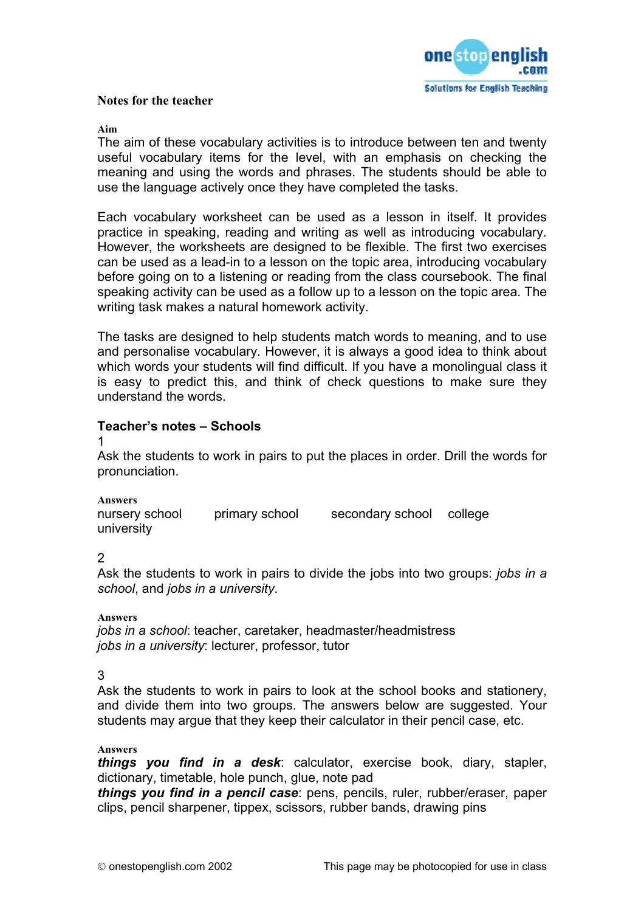## Notes for the teacher

**Aim**

The aim of these vocabulary activities is to introduce between ten and twenty useful vocabulary items for the level, with an emphasis on checking the meaning and using the words and phrases. The students should be able to use the language actively once they have completed the tasks.

Each vocabulary worksheet can be used as a lesson in itself. It provides practice in speaking, reading and writing as well as introducing vocabulary. However, the worksheets are designed to be flexible. The first two exercises can be used as a lead-in to a lesson on the topic area, introducing vocabulary before going on to a listening or reading from the class coursebook. The final speaking activity can be used as a follow up to a lesson on the topic area. The writing task makes a natural homework activity.

The tasks are designed to help students match words to meaning, and to use and personalise vocabulary. However, it is always a good idea to think about which words your students will find difficult. If you have a monolingual class it is easy to predict this, and think of check questions to make sure they understand the words.

### Teacher's notes – Schools

1

Ask the students to work in pairs to put the places in order. Drill the words for pronunciation.

**Answers**

nursery school primary school secondary school college university

2

Ask the students to work in pairs to divide the jobs into two groups: *jobs in a school*, and *jobs in a university*.

**Answers**

*jobs in a school*: teacher, caretaker, headmaster/headmistress
*jobs in a university*: lecturer, professor, tutor

3

Ask the students to work in pairs to look at the school books and stationery, and divide them into two groups. The answers below are suggested. Your students may argue that they keep their calculator in their pencil case, etc.

**Answers**

***things you find in a desk***: calculator, exercise book, diary, stapler, dictionary, timetable, hole punch, glue, note pad
***things you find in a pencil case***: pens, pencils, ruler, rubber/eraser, paper clips, pencil sharpener, tippex, scissors, rubber bands, drawing pins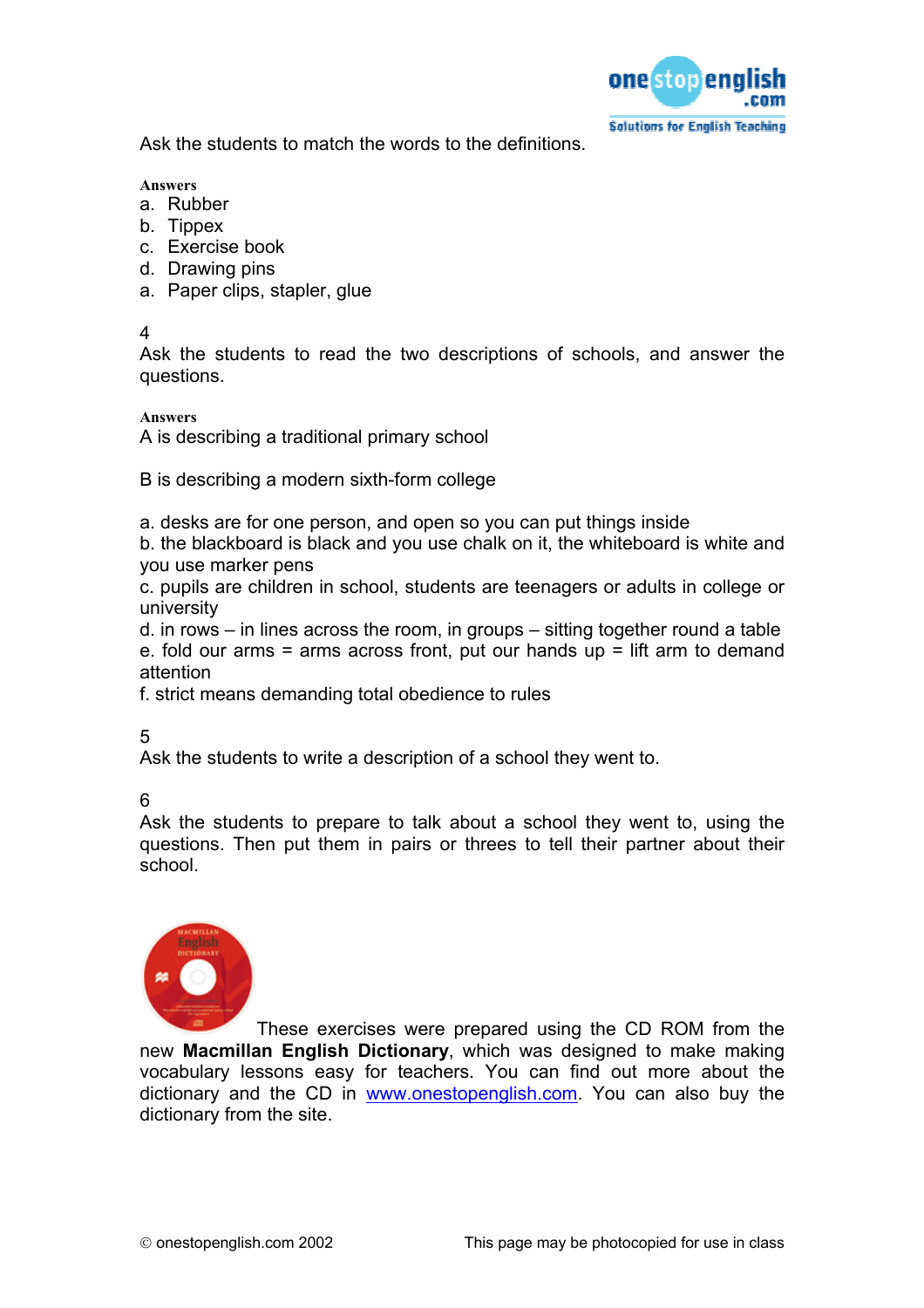Ask the students to match the words to the definitions.

**Answers**

a. Rubber
b. Tippex
c. Exercise book
d. Drawing pins
a. Paper clips, stapler, glue

4

Ask the students to read the two descriptions of schools, and answer the questions.

**Answers**

A is describing a traditional primary school

B is describing a modern sixth-form college

a. desks are for one person, and open so you can put things inside
b. the blackboard is black and you use chalk on it, the whiteboard is white and you use marker pens
c. pupils are children in school, students are teenagers or adults in college or university
d. in rows – in lines across the room, in groups – sitting together round a table
e. fold our arms = arms across front, put our hands up = lift arm to demand attention
f. strict means demanding total obedience to rules

5

Ask the students to write a description of a school they went to.

6

Ask the students to prepare to talk about a school they went to, using the questions. Then put them in pairs or threes to tell their partner about their school.

These exercises were prepared using the CD ROM from the new **Macmillan English Dictionary**, which was designed to make making vocabulary lessons easy for teachers. You can find out more about the dictionary and the CD in www.onestopenglish.com. You can also buy the dictionary from the site.

© onestopenglish.com 2002 This page may be photocopied for use in class